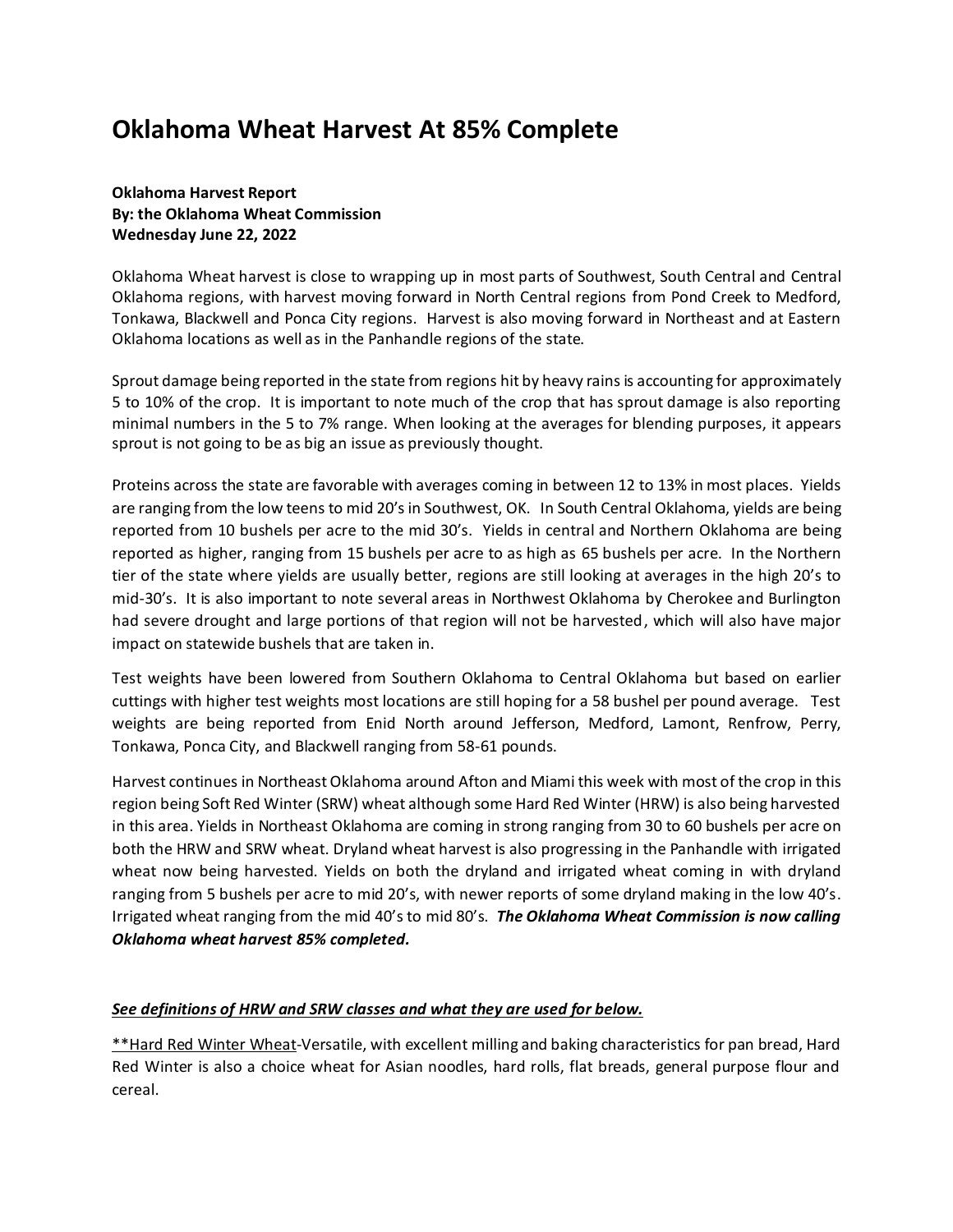# Oklahoma Wheat Harvest At 85% Complete

**Oklahoma Harvest Report**
**By: the Oklahoma Wheat Commission**
**Wednesday June 22, 2022**

Oklahoma Wheat harvest is close to wrapping up in most parts of Southwest, South Central and Central Oklahoma regions, with harvest moving forward in North Central regions from Pond Creek to Medford, Tonkawa, Blackwell and Ponca City regions. Harvest is also moving forward in Northeast and at Eastern Oklahoma locations as well as in the Panhandle regions of the state.

Sprout damage being reported in the state from regions hit by heavy rains is accounting for approximately 5 to 10% of the crop. It is important to note much of the crop that has sprout damage is also reporting minimal numbers in the 5 to 7% range. When looking at the averages for blending purposes, it appears sprout is not going to be as big an issue as previously thought.

Proteins across the state are favorable with averages coming in between 12 to 13% in most places. Yields are ranging from the low teens to mid 20's in Southwest, OK. In South Central Oklahoma, yields are being reported from 10 bushels per acre to the mid 30's. Yields in central and Northern Oklahoma are being reported as higher, ranging from 15 bushels per acre to as high as 65 bushels per acre. In the Northern tier of the state where yields are usually better, regions are still looking at averages in the high 20's to mid-30's. It is also important to note several areas in Northwest Oklahoma by Cherokee and Burlington had severe drought and large portions of that region will not be harvested, which will also have major impact on statewide bushels that are taken in.

Test weights have been lowered from Southern Oklahoma to Central Oklahoma but based on earlier cuttings with higher test weights most locations are still hoping for a 58 bushel per pound average. Test weights are being reported from Enid North around Jefferson, Medford, Lamont, Renfrow, Perry, Tonkawa, Ponca City, and Blackwell ranging from 58-61 pounds.

Harvest continues in Northeast Oklahoma around Afton and Miami this week with most of the crop in this region being Soft Red Winter (SRW) wheat although some Hard Red Winter (HRW) is also being harvested in this area. Yields in Northeast Oklahoma are coming in strong ranging from 30 to 60 bushels per acre on both the HRW and SRW wheat. Dryland wheat harvest is also progressing in the Panhandle with irrigated wheat now being harvested. Yields on both the dryland and irrigated wheat coming in with dryland ranging from 5 bushels per acre to mid 20's, with newer reports of some dryland making in the low 40's. Irrigated wheat ranging from the mid 40's to mid 80's. ***The Oklahoma Wheat Commission is now calling Oklahoma wheat harvest 85% completed.***

***See definitions of HRW and SRW classes and what they are used for below.***

**Hard Red Winter Wheat-Versatile, with excellent milling and baking characteristics for pan bread, Hard Red Winter is also a choice wheat for Asian noodles, hard rolls, flat breads, general purpose flour and cereal.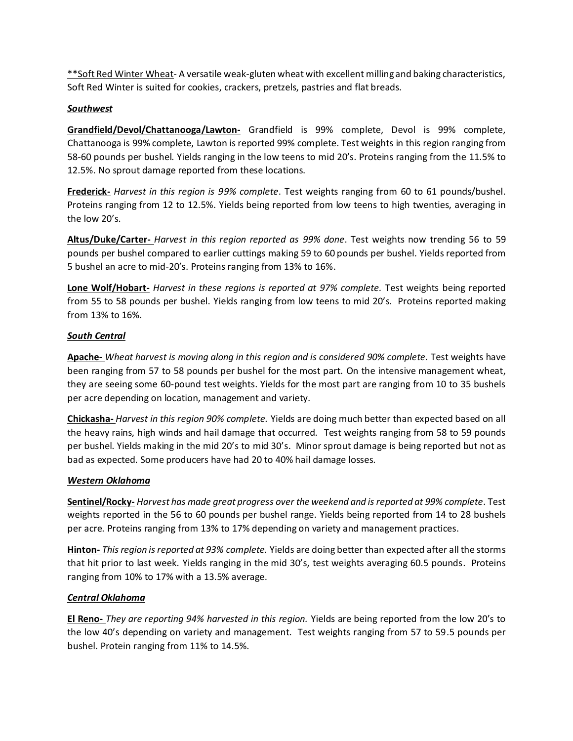**Soft Red Winter Wheat- A versatile weak-gluten wheat with excellent milling and baking characteristics, Soft Red Winter is suited for cookies, crackers, pretzels, pastries and flat breads.

***Southwest***

**Grandfield/Devol/Chattanooga/Lawton-** Grandfield is 99% complete, Devol is 99% complete, Chattanooga is 99% complete, Lawton is reported 99% complete. Test weights in this region ranging from 58-60 pounds per bushel. Yields ranging in the low teens to mid 20's. Proteins ranging from the 11.5% to 12.5%. No sprout damage reported from these locations.

**Frederick-** *Harvest in this region is 99% complete*. Test weights ranging from 60 to 61 pounds/bushel. Proteins ranging from 12 to 12.5%. Yields being reported from low teens to high twenties, averaging in the low 20's.

**Altus/Duke/Carter-** *Harvest in this region reported as 99% done*. Test weights now trending 56 to 59 pounds per bushel compared to earlier cuttings making 59 to 60 pounds per bushel. Yields reported from 5 bushel an acre to mid-20's. Proteins ranging from 13% to 16%.

**Lone Wolf/Hobart-** *Harvest in these regions is reported at 97% complete.* Test weights being reported from 55 to 58 pounds per bushel. Yields ranging from low teens to mid 20's. Proteins reported making from 13% to 16%.

***South Central***

**Apache-** *Wheat harvest is moving along in this region and is considered 90% complete.* Test weights have been ranging from 57 to 58 pounds per bushel for the most part. On the intensive management wheat, they are seeing some 60-pound test weights. Yields for the most part are ranging from 10 to 35 bushels per acre depending on location, management and variety.

**Chickasha-** *Harvest in this region 90% complete.* Yields are doing much better than expected based on all the heavy rains, high winds and hail damage that occurred. Test weights ranging from 58 to 59 pounds per bushel. Yields making in the mid 20's to mid 30's. Minor sprout damage is being reported but not as bad as expected. Some producers have had 20 to 40% hail damage losses.

***Western Oklahoma***

**Sentinel/Rocky-** *Harvest has made great progress over the weekend and is reported at 99% complete*. Test weights reported in the 56 to 60 pounds per bushel range. Yields being reported from 14 to 28 bushels per acre. Proteins ranging from 13% to 17% depending on variety and management practices.

**Hinton-** *This region is reported at 93% complete.* Yields are doing better than expected after all the storms that hit prior to last week. Yields ranging in the mid 30's, test weights averaging 60.5 pounds. Proteins ranging from 10% to 17% with a 13.5% average.

***Central Oklahoma***

**El Reno-** *They are reporting 94% harvested in this region.* Yields are being reported from the low 20's to the low 40's depending on variety and management. Test weights ranging from 57 to 59.5 pounds per bushel. Protein ranging from 11% to 14.5%.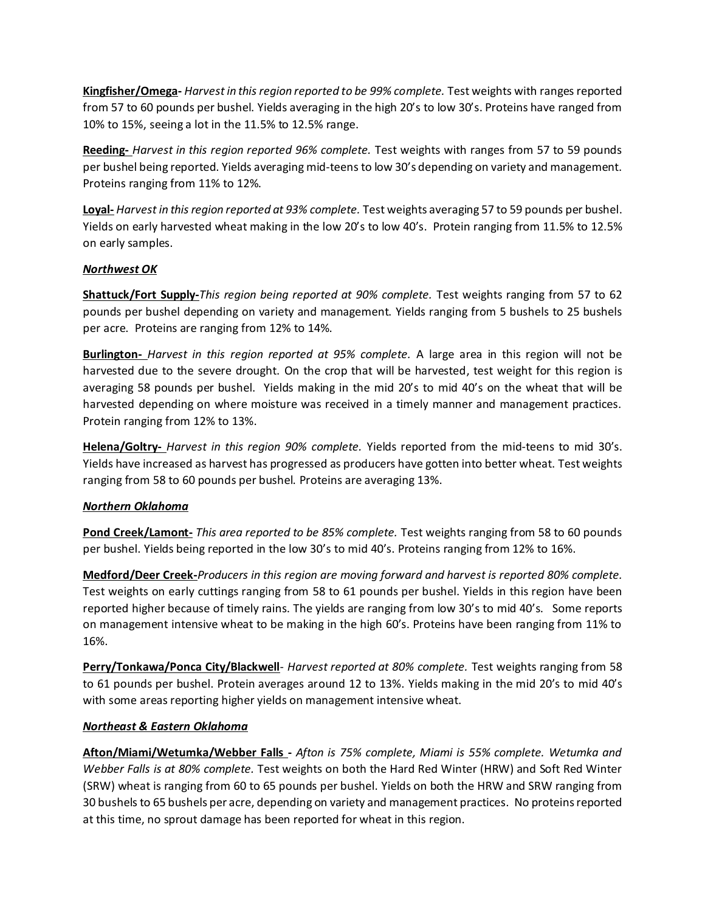**Kingfisher/Omega-** *Harvest in this region reported to be 99% complete.* Test weights with ranges reported from 57 to 60 pounds per bushel. Yields averaging in the high 20's to low 30's. Proteins have ranged from 10% to 15%, seeing a lot in the 11.5% to 12.5% range.

**Reeding-** *Harvest in this region reported 96% complete.* Test weights with ranges from 57 to 59 pounds per bushel being reported. Yields averaging mid-teens to low 30's depending on variety and management. Proteins ranging from 11% to 12%.

**Loyal-** *Harvest in this region reported at 93% complete.* Test weights averaging 57 to 59 pounds per bushel. Yields on early harvested wheat making in the low 20's to low 40's. Protein ranging from 11.5% to 12.5% on early samples.

***Northwest OK***

**Shattuck/Fort Supply-** *This region being reported at 90% complete.* Test weights ranging from 57 to 62 pounds per bushel depending on variety and management. Yields ranging from 5 bushels to 25 bushels per acre. Proteins are ranging from 12% to 14%.

**Burlington-** *Harvest in this region reported at 95% complete.* A large area in this region will not be harvested due to the severe drought. On the crop that will be harvested, test weight for this region is averaging 58 pounds per bushel. Yields making in the mid 20's to mid 40's on the wheat that will be harvested depending on where moisture was received in a timely manner and management practices. Protein ranging from 12% to 13%.

**Helena/Goltry-** *Harvest in this region 90% complete.* Yields reported from the mid-teens to mid 30's. Yields have increased as harvest has progressed as producers have gotten into better wheat. Test weights ranging from 58 to 60 pounds per bushel. Proteins are averaging 13%.

***Northern Oklahoma***

**Pond Creek/Lamont-** *This area reported to be 85% complete.* Test weights ranging from 58 to 60 pounds per bushel. Yields being reported in the low 30's to mid 40's. Proteins ranging from 12% to 16%.

**Medford/Deer Creek-** *Producers in this region are moving forward and harvest is reported 80% complete.* Test weights on early cuttings ranging from 58 to 61 pounds per bushel. Yields in this region have been reported higher because of timely rains. The yields are ranging from low 30's to mid 40's. Some reports on management intensive wheat to be making in the high 60's. Proteins have been ranging from 11% to 16%.

**Perry/Tonkawa/Ponca City/Blackwell**- *Harvest reported at 80% complete.* Test weights ranging from 58 to 61 pounds per bushel. Protein averages around 12 to 13%. Yields making in the mid 20's to mid 40's with some areas reporting higher yields on management intensive wheat.

***Northeast & Eastern Oklahoma***

**Afton/Miami/Wetumka/Webber Falls -** *Afton is 75% complete, Miami is 55% complete. Wetumka and Webber Falls is at 80% complete.* Test weights on both the Hard Red Winter (HRW) and Soft Red Winter (SRW) wheat is ranging from 60 to 65 pounds per bushel. Yields on both the HRW and SRW ranging from 30 bushels to 65 bushels per acre, depending on variety and management practices. No proteins reported at this time, no sprout damage has been reported for wheat in this region.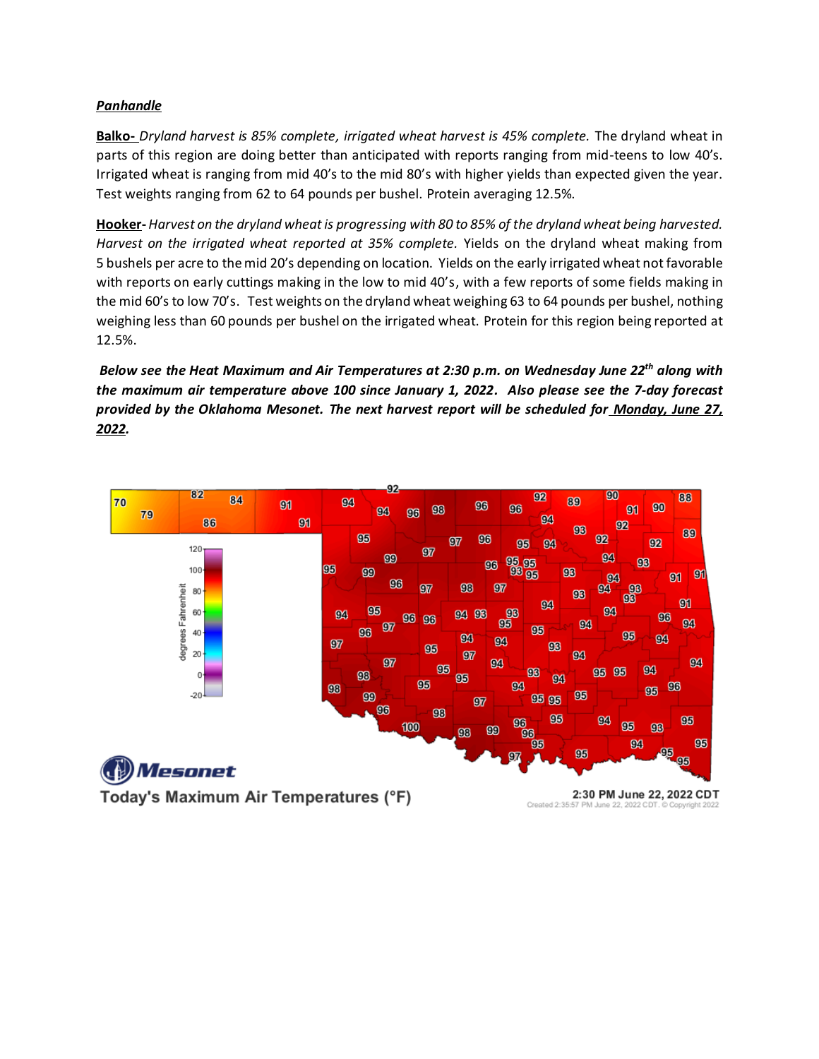***Panhandle***

**Balko-** *Dryland harvest is 85% complete, irrigated wheat harvest is 45% complete.* The dryland wheat in parts of this region are doing better than anticipated with reports ranging from mid-teens to low 40's. Irrigated wheat is ranging from mid 40's to the mid 80's with higher yields than expected given the year. Test weights ranging from 62 to 64 pounds per bushel. Protein averaging 12.5%.

**Hooker-** *Harvest on the dryland wheat is progressing with 80 to 85% of the dryland wheat being harvested. Harvest on the irrigated wheat reported at 35% complete.* Yields on the dryland wheat making from 5 bushels per acre to the mid 20's depending on location. Yields on the early irrigated wheat not favorable with reports on early cuttings making in the low to mid 40's, with a few reports of some fields making in the mid 60's to low 70's. Test weights on the dryland wheat weighing 63 to 64 pounds per bushel, nothing weighing less than 60 pounds per bushel on the irrigated wheat. Protein for this region being reported at 12.5%.

***Below see the Heat Maximum and Air Temperatures at 2:30 p.m. on Wednesday June 22nd along with the maximum air temperature above 100 since January 1, 2022. Also please see the 7-day forecast provided by the Oklahoma Mesonet. The next harvest report will be scheduled for Monday, June 27, 2022.***

Mesonet

Today's Maximum Air Temperatures (°F)

2:30 PM June 22, 2022 CDT

Created 2:35:57 PM June 22, 2022 CDT. © Copyright 2022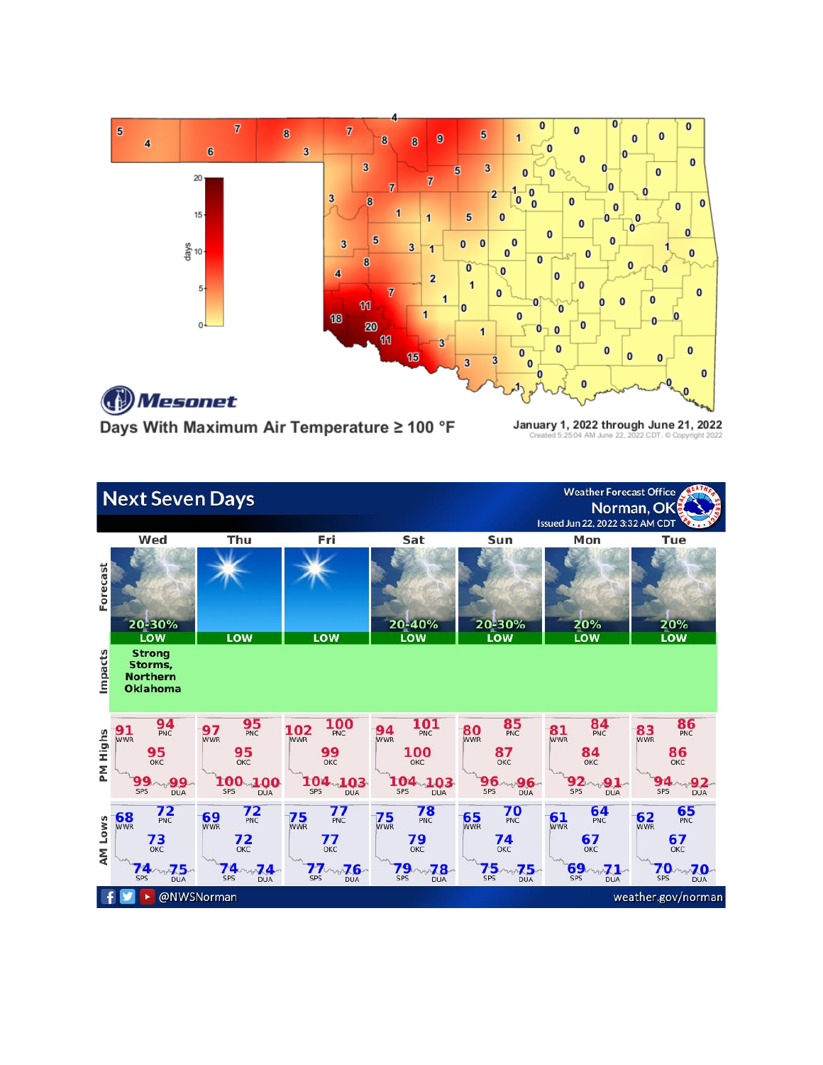Mesonet

Days With Maximum Air Temperature ≥ 100 °F

January 1, 2022 through June 21, 2022

Created 5:25:04 AM June 22, 2022 CDT. © Copyright 2022

days

0, 5, 10, 15, 20

## Next Seven Days

Weather Forecast Office
Norman, OK
Issued Jun 22, 2022 3:32 AM CDT

| | Wed | Thu | Fri | Sat | Sun | Mon | Tue |
|---|---|---|---|---|---|---|---|
| Forecast | 20-30% LOW | LOW | LOW | 20-40% LOW | 20-30% LOW | 20% LOW | 20% LOW |
| Impacts | Strong Storms, Northern Oklahoma | | | | | | |
| PM Highs | WWR 91, PNC 94, OKC 95, SPS 99, DUA 99 | WWR 97, PNC 95, OKC 95, SPS 100, DUA 100 | WWR 102, PNC 100, OKC 99, SPS 104, DUA 103 | WWR 94, PNC 101, OKC 100, SPS 104, DUA 103 | WWR 80, PNC 85, OKC 87, SPS 96, DUA 96 | WWR 81, PNC 84, OKC 84, SPS 92, DUA 91 | WWR 83, PNC 86, OKC 86, SPS 94, DUA 92 |
| AM Lows | WWR 68, PNC 72, OKC 73, SPS 74, DUA 75 | WWR 69, PNC 72, OKC 72, SPS 74, DUA 74 | WWR 75, PNC 77, OKC 77, SPS 77, DUA 76 | WWR 75, PNC 78, OKC 79, SPS 79, DUA 78 | WWR 65, PNC 70, OKC 74, SPS 75, DUA 75 | WWR 61, PNC 64, OKC 67, SPS 69, DUA 71 | WWR 62, PNC 65, OKC 67, SPS 70, DUA 70 |

@NWSNorman

weather.gov/norman